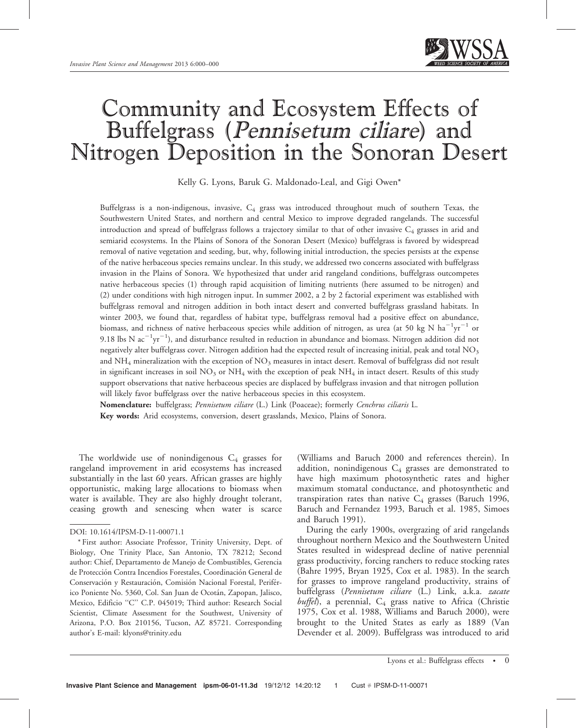# Community and Ecosystem Effects of Buffelgrass (*Pennisetum ciliare*) and Nitrogen Deposition in the Sonoran Desert

Kelly G. Lyons, Baruk G. Maldonado-Leal, and Gigi Owen*

Buffelgrass is a non-indigenous, invasive, $C_4$ grass was introduced throughout much of southern Texas, the Southwestern United States, and northern and central Mexico to improve degraded rangelands. The successful introduction and spread of buffelgrass follows a trajectory similar to that of other invasive $C_4$ grasses in arid and semiarid ecosystems. In the Plains of Sonora of the Sonoran Desert (Mexico) buffelgrass is favored by widespread removal of native vegetation and seeding, but, why, following initial introduction, the species persists at the expense of the native herbaceous species remains unclear. In this study, we addressed two concerns associated with buffelgrass invasion in the Plains of Sonora. We hypothesized that under arid rangeland conditions, buffelgrass outcompetes native herbaceous species (1) through rapid acquisition of limiting nutrients (here assumed to be nitrogen) and (2) under conditions with high nitrogen input. In summer 2002, a 2 by 2 factorial experiment was established with buffelgrass removal and nitrogen addition in both intact desert and converted buffelgrass grassland habitats. In winter 2003, we found that, regardless of habitat type, buffelgrass removal had a positive effect on abundance, biomass, and richness of native herbaceous species while addition of nitrogen, as urea (at 50 kg N $ha^{-1}yr^{-1}$ or 9.18 lbs N $ac^{-1}yr^{-1}$), and disturbance resulted in reduction in abundance and biomass. Nitrogen addition did not negatively alter buffelgrass cover. Nitrogen addition had the expected result of increasing initial, peak and total $NO_3$ and $NH_4$ mineralization with the exception of $NO_3$ measures in intact desert. Removal of buffelgrass did not result in significant increases in soil $NO_3$ or $NH_4$ with the exception of peak $NH_4$ in intact desert. Results of this study support observations that native herbaceous species are displaced by buffelgrass invasion and that nitrogen pollution will likely favor buffelgrass over the native herbaceous species in this ecosystem.

**Nomenclature:** buffelgrass; *Pennisetum ciliare* (L.) Link (Poaceae); formerly *Cenchrus ciliaris* L.

**Key words:** Arid ecosystems, conversion, desert grasslands, Mexico, Plains of Sonora.

The worldwide use of nonindigenous $C_4$ grasses for rangeland improvement in arid ecosystems has increased substantially in the last 60 years. African grasses are highly opportunistic, making large allocations to biomass when water is available. They are also highly drought tolerant, ceasing growth and senescing when water is scarce (Williams and Baruch 2000 and references therein). In addition, nonindigenous $C_4$ grasses are demonstrated to have high maximum photosynthetic rates and higher maximum stomatal conductance, and photosynthetic and transpiration rates than native $C_4$ grasses (Baruch 1996, Baruch and Fernandez 1993, Baruch et al. 1985, Simoes and Baruch 1991).

During the early 1900s, overgrazing of arid rangelands throughout northern Mexico and the Southwestern United States resulted in widespread decline of native perennial grass productivity, forcing ranchers to reduce stocking rates (Bahre 1995, Bryan 1925, Cox et al. 1983). In the search for grasses to improve rangeland productivity, strains of buffelgrass (*Pennisetum ciliare* (L.) Link, a.k.a. *zacate buffel*), a perennial, $C_4$ grass native to Africa (Christie 1975, Cox et al. 1988, Williams and Baruch 2000), were brought to the United States as early as 1889 (Van Devender et al. 2009). Buffelgrass was introduced to arid

DOI: 10.1614/IPSM-D-11-00071.1

* First author: Associate Professor, Trinity University, Dept. of Biology, One Trinity Place, San Antonio, TX 78212; Second author: Chief, Departamento de Manejo de Combustibles, Gerencia de Protección Contra Incendios Forestales, Coordinación General de Conservación y Restauración, Comisión Nacional Forestal, Periférico Poniente No. 5360, Col. San Juan de Ocotán, Zapopan, Jalisco, Mexico, Edificio "C" C.P. 045019; Third author: Research Social Scientist, Climate Assessment for the Southwest, University of Arizona, P.O. Box 210156, Tucson, AZ 85721. Corresponding author's E-mail: klyons@trinity.edu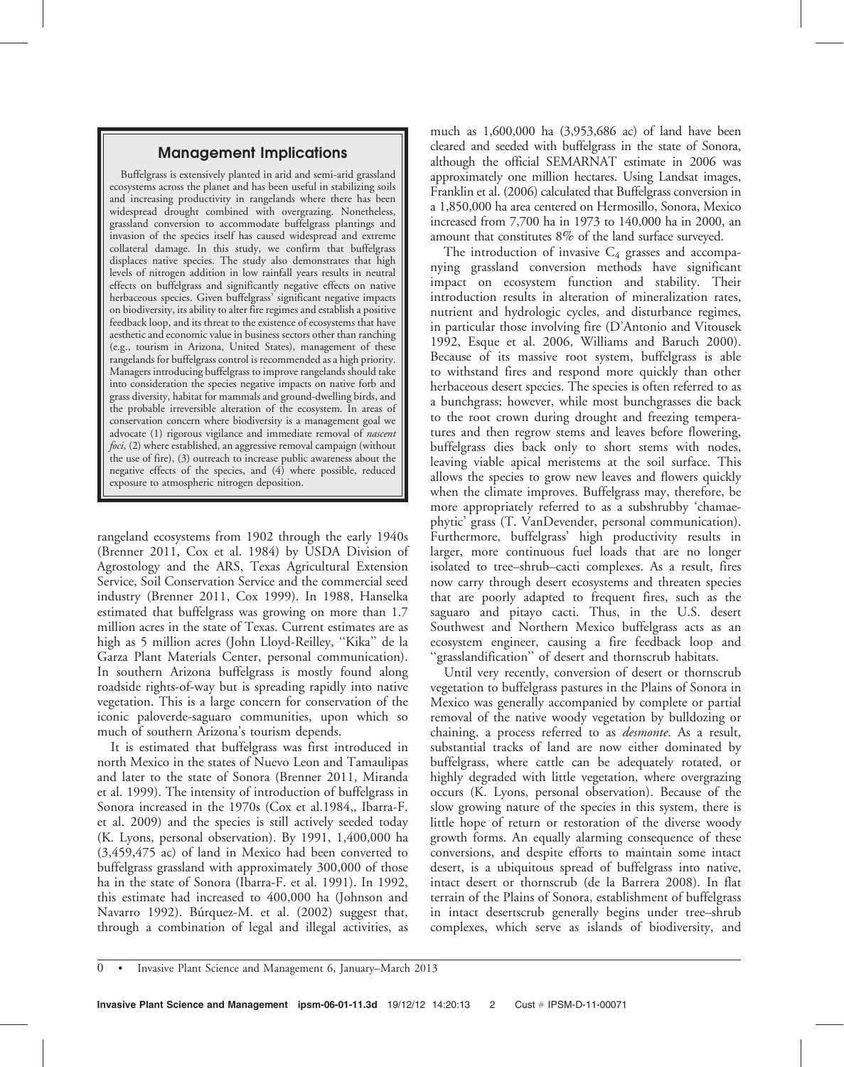## Management Implications

Buffelgrass is extensively planted in arid and semi-arid grassland ecosystems across the planet and has been useful in stabilizing soils and increasing productivity in rangelands where there has been widespread drought combined with overgrazing. Nonetheless, grassland conversion to accommodate buffelgrass plantings and invasion of the species itself has caused widespread and extreme collateral damage. In this study, we confirm that buffelgrass displaces native species. The study also demonstrates that high levels of nitrogen addition in low rainfall years results in neutral effects on buffelgrass and significantly negative effects on native herbaceous species. Given buffelgrass' significant negative impacts on biodiversity, its ability to alter fire regimes and establish a positive feedback loop, and its threat to the existence of ecosystems that have aesthetic and economic value in business sectors other than ranching (e.g., tourism in Arizona, United States), management of these rangelands for buffelgrass control is recommended as a high priority. Managers introducing buffelgrass to improve rangelands should take into consideration the species negative impacts on native forb and grass diversity, habitat for mammals and ground-dwelling birds, and the probable irreversible alteration of the ecosystem. In areas of conservation concern where biodiversity is a management goal we advocate (1) rigorous vigilance and immediate removal of *nascent foci*, (2) where established, an aggressive removal campaign (without the use of fire), (3) outreach to increase public awareness about the negative effects of the species, and (4) where possible, reduced exposure to atmospheric nitrogen deposition.

rangeland ecosystems from 1902 through the early 1940s (Brenner 2011, Cox et al. 1984) by USDA Division of Agrostology and the ARS, Texas Agricultural Extension Service, Soil Conservation Service and the commercial seed industry (Brenner 2011, Cox 1999). In 1988, Hanselka estimated that buffelgrass was growing on more than 1.7 million acres in the state of Texas. Current estimates are as high as 5 million acres (John Lloyd-Reilley, ''Kika'' de la Garza Plant Materials Center, personal communication). In southern Arizona buffelgrass is mostly found along roadside rights-of-way but is spreading rapidly into native vegetation. This is a large concern for conservation of the iconic paloverde-saguaro communities, upon which so much of southern Arizona's tourism depends.

It is estimated that buffelgrass was first introduced in north Mexico in the states of Nuevo Leon and Tamaulipas and later to the state of Sonora (Brenner 2011, Miranda et al. 1999). The intensity of introduction of buffelgrass in Sonora increased in the 1970s (Cox et al.1984,, Ibarra-F. et al. 2009) and the species is still actively seeded today (K. Lyons, personal observation). By 1991, 1,400,000 ha (3,459,475 ac) of land in Mexico had been converted to buffelgrass grassland with approximately 300,000 of those ha in the state of Sonora (Ibarra-F. et al. 1991). In 1992, this estimate had increased to 400,000 ha (Johnson and Navarro 1992). Búrquez-M. et al. (2002) suggest that, through a combination of legal and illegal activities, as much as 1,600,000 ha (3,953,686 ac) of land have been cleared and seeded with buffelgrass in the state of Sonora, although the official SEMARNAT estimate in 2006 was approximately one million hectares. Using Landsat images, Franklin et al. (2006) calculated that Buffelgrass conversion in a 1,850,000 ha area centered on Hermosillo, Sonora, Mexico increased from 7,700 ha in 1973 to 140,000 ha in 2000, an amount that constitutes 8% of the land surface surveyed.

The introduction of invasive $C_4$ grasses and accompanying grassland conversion methods have significant impact on ecosystem function and stability. Their introduction results in alteration of mineralization rates, nutrient and hydrologic cycles, and disturbance regimes, in particular those involving fire (D'Antonio and Vitousek 1992, Esque et al. 2006, Williams and Baruch 2000). Because of its massive root system, buffelgrass is able to withstand fires and respond more quickly than other herbaceous desert species. The species is often referred to as a bunchgrass; however, while most bunchgrasses die back to the root crown during drought and freezing temperatures and then regrow stems and leaves before flowering, buffelgrass dies back only to short stems with nodes, leaving viable apical meristems at the soil surface. This allows the species to grow new leaves and flowers quickly when the climate improves. Buffelgrass may, therefore, be more appropriately referred to as a subshrubby 'chamaephytic' grass (T. VanDevender, personal communication). Furthermore, buffelgrass' high productivity results in larger, more continuous fuel loads that are no longer isolated to tree–shrub–cacti complexes. As a result, fires now carry through desert ecosystems and threaten species that are poorly adapted to frequent fires, such as the saguaro and pitayo cacti. Thus, in the U.S. desert Southwest and Northern Mexico buffelgrass acts as an ecosystem engineer, causing a fire feedback loop and ''grasslandification'' of desert and thornscrub habitats.

Until very recently, conversion of desert or thornscrub vegetation to buffelgrass pastures in the Plains of Sonora in Mexico was generally accompanied by complete or partial removal of the native woody vegetation by bulldozing or chaining, a process referred to as *desmonte*. As a result, substantial tracks of land are now either dominated by buffelgrass, where cattle can be adequately rotated, or highly degraded with little vegetation, where overgrazing occurs (K. Lyons, personal observation). Because of the slow growing nature of the species in this system, there is little hope of return or restoration of the diverse woody growth forms. An equally alarming consequence of these conversions, and despite efforts to maintain some intact desert, is a ubiquitous spread of buffelgrass into native, intact desert or thornscrub (de la Barrera 2008). In flat terrain of the Plains of Sonora, establishment of buffelgrass in intact desertscrub generally begins under tree–shrub complexes, which serve as islands of biodiversity, and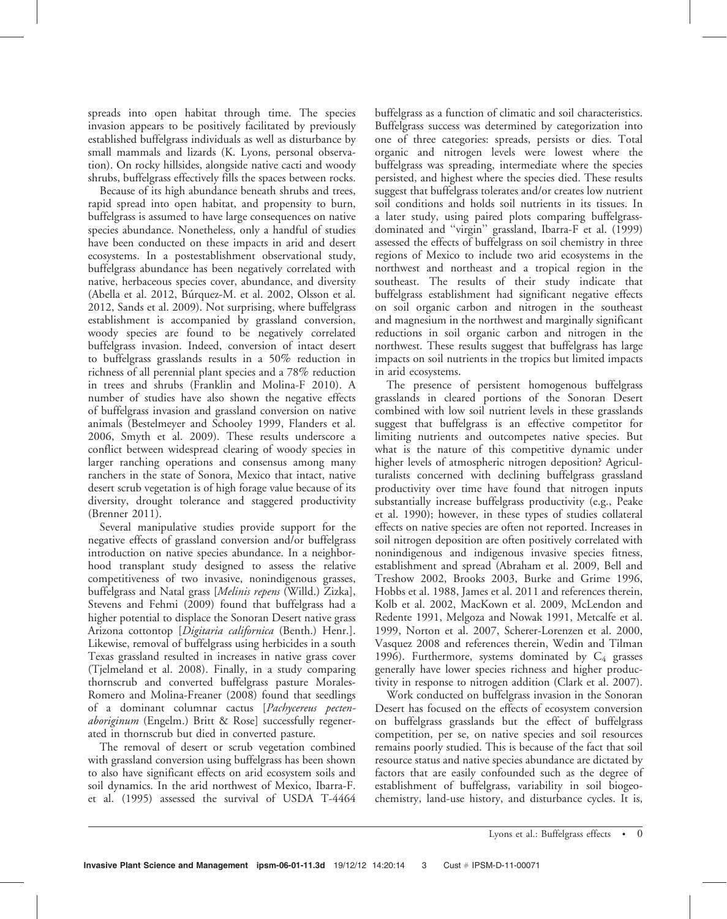spreads into open habitat through time. The species invasion appears to be positively facilitated by previously established buffelgrass individuals as well as disturbance by small mammals and lizards (K. Lyons, personal observation). On rocky hillsides, alongside native cacti and woody shrubs, buffelgrass effectively fills the spaces between rocks.

Because of its high abundance beneath shrubs and trees, rapid spread into open habitat, and propensity to burn, buffelgrass is assumed to have large consequences on native species abundance. Nonetheless, only a handful of studies have been conducted on these impacts in arid and desert ecosystems. In a postestablishment observational study, buffelgrass abundance has been negatively correlated with native, herbaceous species cover, abundance, and diversity (Abella et al. 2012, Búrquez-M. et al. 2002, Olsson et al. 2012, Sands et al. 2009). Not surprising, where buffelgrass establishment is accompanied by grassland conversion, woody species are found to be negatively correlated buffelgrass invasion. Indeed, conversion of intact desert to buffelgrass grasslands results in a 50% reduction in richness of all perennial plant species and a 78% reduction in trees and shrubs (Franklin and Molina-F 2010). A number of studies have also shown the negative effects of buffelgrass invasion and grassland conversion on native animals (Bestelmeyer and Schooley 1999, Flanders et al. 2006, Smyth et al. 2009). These results underscore a conflict between widespread clearing of woody species in larger ranching operations and consensus among many ranchers in the state of Sonora, Mexico that intact, native desert scrub vegetation is of high forage value because of its diversity, drought tolerance and staggered productivity (Brenner 2011).

Several manipulative studies provide support for the negative effects of grassland conversion and/or buffelgrass introduction on native species abundance. In a neighborhood transplant study designed to assess the relative competitiveness of two invasive, nonindigenous grasses, buffelgrass and Natal grass [*Melinis repens* (Willd.) Zizka], Stevens and Fehmi (2009) found that buffelgrass had a higher potential to displace the Sonoran Desert native grass Arizona cottontop [*Digitaria californica* (Benth.) Henr.]. Likewise, removal of buffelgrass using herbicides in a south Texas grassland resulted in increases in native grass cover (Tjelmeland et al. 2008). Finally, in a study comparing thornscrub and converted buffelgrass pasture Morales-Romero and Molina-Freaner (2008) found that seedlings of a dominant columnar cactus [*Pachycereus pecten-aboriginum* (Engelm.) Britt & Rose] successfully regenerated in thornscrub but died in converted pasture.

The removal of desert or scrub vegetation combined with grassland conversion using buffelgrass has been shown to also have significant effects on arid ecosystem soils and soil dynamics. In the arid northwest of Mexico, Ibarra-F. et al. (1995) assessed the survival of USDA T-4464 buffelgrass as a function of climatic and soil characteristics. Buffelgrass success was determined by categorization into one of three categories: spreads, persists or dies. Total organic and nitrogen levels were lowest where the buffelgrass was spreading, intermediate where the species persisted, and highest where the species died. These results suggest that buffelgrass tolerates and/or creates low nutrient soil conditions and holds soil nutrients in its tissues. In a later study, using paired plots comparing buffelgrass-dominated and "virgin" grassland, Ibarra-F et al. (1999) assessed the effects of buffelgrass on soil chemistry in three regions of Mexico to include two arid ecosystems in the northwest and northeast and a tropical region in the southeast. The results of their study indicate that buffelgrass establishment had significant negative effects on soil organic carbon and nitrogen in the southeast and magnesium in the northwest and marginally significant reductions in soil organic carbon and nitrogen in the northwest. These results suggest that buffelgrass has large impacts on soil nutrients in the tropics but limited impacts in arid ecosystems.

The presence of persistent homogenous buffelgrass grasslands in cleared portions of the Sonoran Desert combined with low soil nutrient levels in these grasslands suggest that buffelgrass is an effective competitor for limiting nutrients and outcompetes native species. But what is the nature of this competitive dynamic under higher levels of atmospheric nitrogen deposition? Agriculturalists concerned with declining buffelgrass grassland productivity over time have found that nitrogen inputs substantially increase buffelgrass productivity (e.g., Peake et al. 1990); however, in these types of studies collateral effects on native species are often not reported. Increases in soil nitrogen deposition are often positively correlated with nonindigenous and indigenous invasive species fitness, establishment and spread (Abraham et al. 2009, Bell and Treshow 2002, Brooks 2003, Burke and Grime 1996, Hobbs et al. 1988, James et al. 2011 and references therein, Kolb et al. 2002, MacKown et al. 2009, McLendon and Redente 1991, Melgoza and Nowak 1991, Metcalfe et al. 1999, Norton et al. 2007, Scherer-Lorenzen et al. 2000, Vasquez 2008 and references therein, Wedin and Tilman 1996). Furthermore, systems dominated by $C_4$ grasses generally have lower species richness and higher productivity in response to nitrogen addition (Clark et al. 2007).

Work conducted on buffelgrass invasion in the Sonoran Desert has focused on the effects of ecosystem conversion on buffelgrass grasslands but the effect of buffelgrass competition, per se, on native species and soil resources remains poorly studied. This is because of the fact that soil resource status and native species abundance are dictated by factors that are easily confounded such as the degree of establishment of buffelgrass, variability in soil biogeochemistry, land-use history, and disturbance cycles. It is,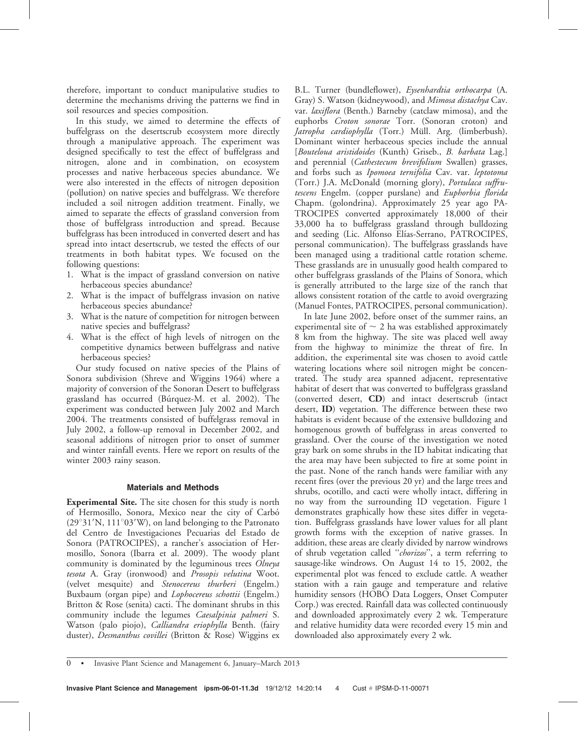therefore, important to conduct manipulative studies to determine the mechanisms driving the patterns we find in soil resources and species composition.

In this study, we aimed to determine the effects of buffelgrass on the desertscrub ecosystem more directly through a manipulative approach. The experiment was designed specifically to test the effect of buffelgrass and nitrogen, alone and in combination, on ecosystem processes and native herbaceous species abundance. We were also interested in the effects of nitrogen deposition (pollution) on native species and buffelgrass. We therefore included a soil nitrogen addition treatment. Finally, we aimed to separate the effects of grassland conversion from those of buffelgrass introduction and spread. Because buffelgrass has been introduced in converted desert and has spread into intact desertscrub, we tested the effects of our treatments in both habitat types. We focused on the following questions:

1. What is the impact of grassland conversion on native herbaceous species abundance?
2. What is the impact of buffelgrass invasion on native herbaceous species abundance?
3. What is the nature of competition for nitrogen between native species and buffelgrass?
4. What is the effect of high levels of nitrogen on the competitive dynamics between buffelgrass and native herbaceous species?

Our study focused on native species of the Plains of Sonora subdivision (Shreve and Wiggins 1964) where a majority of conversion of the Sonoran Desert to buffelgrass grassland has occurred (Búrquez-M. et al. 2002). The experiment was conducted between July 2002 and March 2004. The treatments consisted of buffelgrass removal in July 2002, a follow-up removal in December 2002, and seasonal additions of nitrogen prior to onset of summer and winter rainfall events. Here we report on results of the winter 2003 rainy season.

## Materials and Methods

**Experimental Site.** The site chosen for this study is north of Hermosillo, Sonora, Mexico near the city of Carbó (29°31′N, 111°03′W), on land belonging to the Patronato del Centro de Investigaciones Pecuarias del Estado de Sonora (PATROCIPES), a rancher's association of Hermosillo, Sonora (Ibarra et al. 2009). The woody plant community is dominated by the leguminous trees *Olneya tesota* A. Gray (ironwood) and *Prosopis velutina* Woot. (velvet mesquite) and *Stenocereus thurberi* (Engelm.) Buxbaum (organ pipe) and *Lophocereus schottii* (Engelm.) Britton & Rose (senita) cacti. The dominant shrubs in this community include the legumes *Caesalpinia palmeri* S. Watson (palo piojo), *Calliandra eriophylla* Benth. (fairy duster), *Desmanthus covillei* (Britton & Rose) Wiggins ex B.L. Turner (bundleflower), *Eysenhardtia orthocarpa* (A. Gray) S. Watson (kidneywood), and *Mimosa distachya* Cav. var. *laxiflora* (Benth.) Barneby (catclaw mimosa), and the euphorbs *Croton sonorae* Torr. (Sonoran croton) and *Jatropha cardiophylla* (Torr.) Müll. Arg. (limberbush). Dominant winter herbaceous species include the annual [*Bouteloua aristidoides* (Kunth) Griseb., *B. barbata* Lag.] and perennial (*Cathestecum brevifolium* Swallen) grasses, and forbs such as *Ipomoea ternifolia* Cav. var. *leptotoma* (Torr.) J.A. McDonald (morning glory), *Portulaca suffrutescens* Engelm. (copper purslane) and *Euphorbia florida* Chapm. (golondrina). Approximately 25 year ago PATROCIPES converted approximately 18,000 of their 33,000 ha to buffelgrass grassland through bulldozing and seeding (Lic. Alfonso Elías-Serrano, PATROCIPES, personal communication). The buffelgrass grasslands have been managed using a traditional cattle rotation scheme. These grasslands are in unusually good health compared to other buffelgrass grasslands of the Plains of Sonora, which is generally attributed to the large size of the ranch that allows consistent rotation of the cattle to avoid overgrazing (Manuel Fontes, PATROCIPES, personal communication).

In late June 2002, before onset of the summer rains, an experimental site of ~ 2 ha was established approximately 8 km from the highway. The site was placed well away from the highway to minimize the threat of fire. In addition, the experimental site was chosen to avoid cattle watering locations where soil nitrogen might be concentrated. The study area spanned adjacent, representative habitat of desert that was converted to buffelgrass grassland (converted desert, **CD**) and intact desertscrub (intact desert, **ID**) vegetation. The difference between these two habitats is evident because of the extensive bulldozing and homogenous growth of buffelgrass in areas converted to grassland. Over the course of the investigation we noted gray bark on some shrubs in the ID habitat indicating that the area may have been subjected to fire at some point in the past. None of the ranch hands were familiar with any recent fires (over the previous 20 yr) and the large trees and shrubs, ocotillo, and cacti were wholly intact, differing in no way from the surrounding ID vegetation. Figure 1 demonstrates graphically how these sites differ in vegetation. Buffelgrass grasslands have lower values for all plant growth forms with the exception of native grasses. In addition, these areas are clearly divided by narrow windrows of shrub vegetation called "*chorizos*", a term referring to sausage-like windrows. On August 14 to 15, 2002, the experimental plot was fenced to exclude cattle. A weather station with a rain gauge and temperature and relative humidity sensors (HOBO Data Loggers, Onset Computer Corp.) was erected. Rainfall data was collected continuously and downloaded approximately every 2 wk. Temperature and relative humidity data were recorded every 15 min and downloaded also approximately every 2 wk.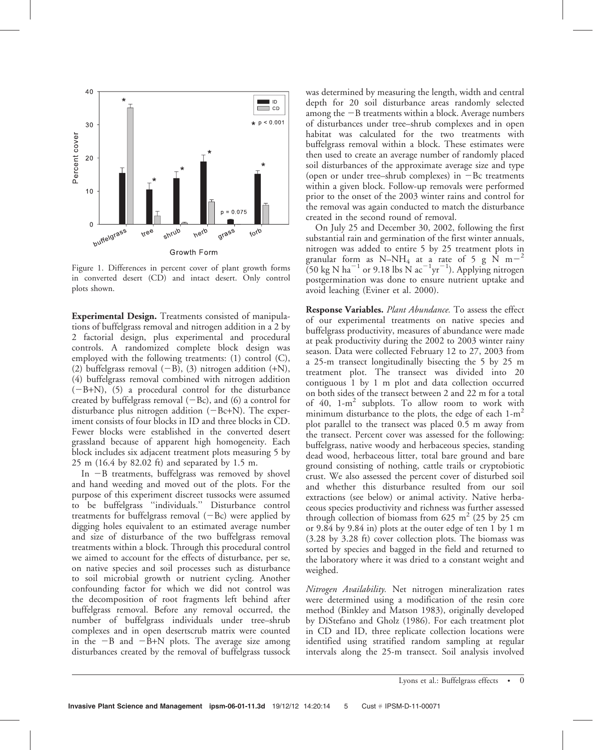Figure 1. Differences in percent cover of plant growth forms in converted desert (CD) and intact desert. Only control plots shown.

**Experimental Design.** Treatments consisted of manipulations of buffelgrass removal and nitrogen addition in a 2 by 2 factorial design, plus experimental and procedural controls. A randomized complete block design was employed with the following treatments: (1) control (C), (2) buffelgrass removal (−B), (3) nitrogen addition (+N), (4) buffelgrass removal combined with nitrogen addition (−B+N), (5) a procedural control for the disturbance created by buffelgrass removal (−Bc), and (6) a control for disturbance plus nitrogen addition (−Bc+N). The experiment consists of four blocks in ID and three blocks in CD. Fewer blocks were established in the converted desert grassland because of apparent high homogeneity. Each block includes six adjacent treatment plots measuring 5 by 25 m (16.4 by 82.02 ft) and separated by 1.5 m.

In −B treatments, buffelgrass was removed by shovel and hand weeding and moved out of the plots. For the purpose of this experiment discreet tussocks were assumed to be buffelgrass "individuals." Disturbance control treatments for buffelgrass removal (−Bc) were applied by digging holes equivalent to an estimated average number and size of disturbance of the two buffelgrass removal treatments within a block. Through this procedural control we aimed to account for the effects of disturbance, per se, on native species and soil processes such as disturbance to soil microbial growth or nutrient cycling. Another confounding factor for which we did not control was the decomposition of root fragments left behind after buffelgrass removal. Before any removal occurred, the number of buffelgrass individuals under tree–shrub complexes and in open desertscrub matrix were counted in the −B and −B+N plots. The average size among disturbances created by the removal of buffelgrass tussock was determined by measuring the length, width and central depth for 20 soil disturbance areas randomly selected among the −B treatments within a block. Average numbers of disturbances under tree–shrub complexes and in open habitat was calculated for the two treatments with buffelgrass removal within a block. These estimates were then used to create an average number of randomly placed soil disturbances of the approximate average size and type (open or under tree–shrub complexes) in −Bc treatments within a given block. Follow-up removals were performed prior to the onset of the 2003 winter rains and control for the removal was again conducted to match the disturbance created in the second round of removal.

On July 25 and December 30, 2002, following the first substantial rain and germination of the first winter annuals, nitrogen was added to entire 5 by 25 treatment plots in granular form as N–$NH_4$ at a rate of 5 g N $m^{-2}$ (50 kg N $ha^{-1}$ or 9.18 lbs N $ac^{-1}yr^{-1}$). Applying nitrogen postgermination was done to ensure nutrient uptake and avoid leaching (Eviner et al. 2000).

**Response Variables.** *Plant Abundance.* To assess the effect of our experimental treatments on native species and buffelgrass productivity, measures of abundance were made at peak productivity during the 2002 to 2003 winter rainy season. Data were collected February 12 to 27, 2003 from a 25-m transect longitudinally bisecting the 5 by 25 m treatment plot. The transect was divided into 20 contiguous 1 by 1 m plot and data collection occurred on both sides of the transect between 2 and 22 m for a total of 40, 1-$m^2$ subplots. To allow room to work with minimum disturbance to the plots, the edge of each 1-$m^2$ plot parallel to the transect was placed 0.5 m away from the transect. Percent cover was assessed for the following: buffelgrass, native woody and herbaceous species, standing dead wood, herbaceous litter, total bare ground and bare ground consisting of nothing, cattle trails or cryptobiotic crust. We also assessed the percent cover of disturbed soil and whether this disturbance resulted from our soil extractions (see below) or animal activity. Native herbaceous species productivity and richness was further assessed through collection of biomass from 625 $m^2$ (25 by 25 cm or 9.84 by 9.84 in) plots at the outer edge of ten 1 by 1 m (3.28 by 3.28 ft) cover collection plots. The biomass was sorted by species and bagged in the field and returned to the laboratory where it was dried to a constant weight and weighed.

*Nitrogen Availability.* Net nitrogen mineralization rates were determined using a modification of the resin core method (Binkley and Matson 1983), originally developed by DiStefano and Gholz (1986). For each treatment plot in CD and ID, three replicate collection locations were identified using stratified random sampling at regular intervals along the 25-m transect. Soil analysis involved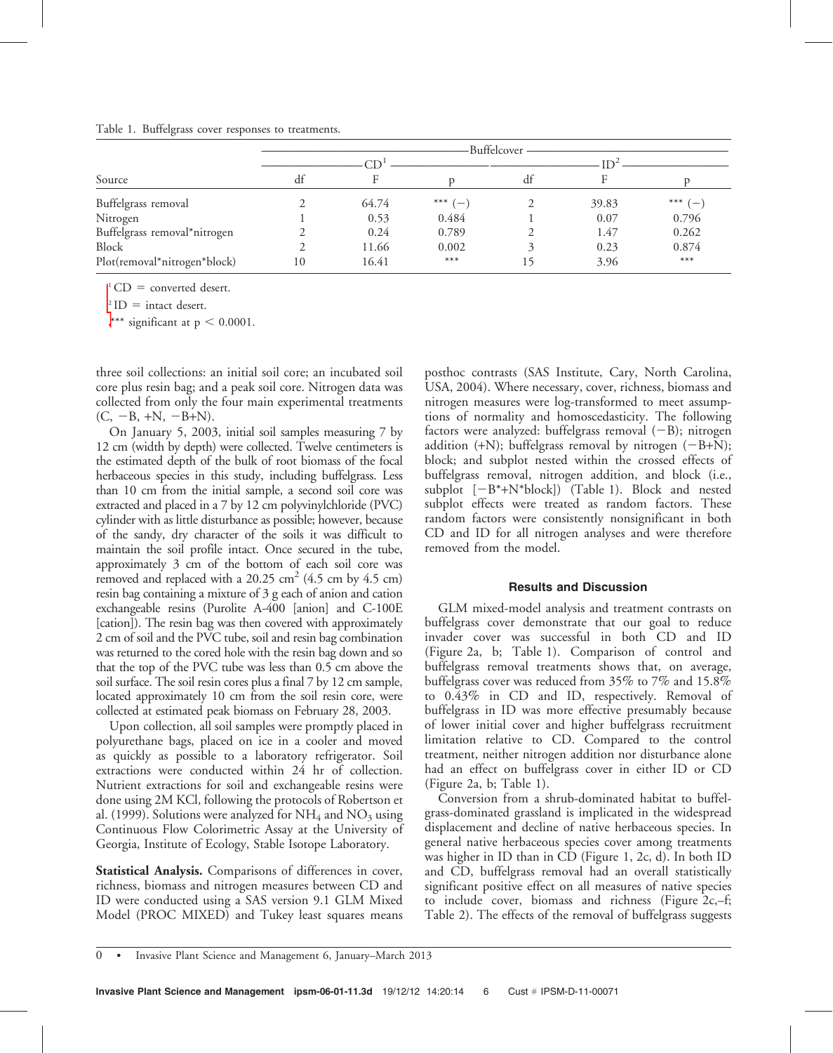Table 1. Buffelgrass cover responses to treatments.

| Source | Buffelcover | | | | | |
|---|---|---|---|---|---|---|
| | CD[1] | | | ID[2] | | |
| | df | F | p | df | F | p |
| Buffelgrass removal | 2 | 64.74 | *** (−) | 2 | 39.83 | *** (−) |
| Nitrogen | 1 | 0.53 | 0.484 | 1 | 0.07 | 0.796 |
| Buffelgrass removal*nitrogen | 2 | 0.24 | 0.789 | 2 | 1.47 | 0.262 |
| Block | 2 | 11.66 | 0.002 | 3 | 0.23 | 0.874 |
| Plot(removal*nitrogen*block) | 10 | 16.41 | *** | 15 | 3.96 | *** |

[1] CD = converted desert.

[2] ID = intact desert.

*** significant at $p < 0.0001$.

three soil collections: an initial soil core; an incubated soil core plus resin bag; and a peak soil core. Nitrogen data was collected from only the four main experimental treatments (C, −B, +N, −B+N).

On January 5, 2003, initial soil samples measuring 7 by 12 cm (width by depth) were collected. Twelve centimeters is the estimated depth of the bulk of root biomass of the focal herbaceous species in this study, including buffelgrass. Less than 10 cm from the initial sample, a second soil core was extracted and placed in a 7 by 12 cm polyvinylchloride (PVC) cylinder with as little disturbance as possible; however, because of the sandy, dry character of the soils it was difficult to maintain the soil profile intact. Once secured in the tube, approximately 3 cm of the bottom of each soil core was removed and replaced with a 20.25 $cm^2$ (4.5 cm by 4.5 cm) resin bag containing a mixture of 3 g each of anion and cation exchangeable resins (Purolite A-400 [anion] and C-100E [cation]). The resin bag was then covered with approximately 2 cm of soil and the PVC tube, soil and resin bag combination was returned to the cored hole with the resin bag down and so that the top of the PVC tube was less than 0.5 cm above the soil surface. The soil resin cores plus a final 7 by 12 cm sample, located approximately 10 cm from the soil resin core, were collected at estimated peak biomass on February 28, 2003.

Upon collection, all soil samples were promptly placed in polyurethane bags, placed on ice in a cooler and moved as quickly as possible to a laboratory refrigerator. Soil extractions were conducted within 24 hr of collection. Nutrient extractions for soil and exchangeable resins were done using 2M KCl, following the protocols of Robertson et al. (1999). Solutions were analyzed for $NH_4$ and $NO_3$ using Continuous Flow Colorimetric Assay at the University of Georgia, Institute of Ecology, Stable Isotope Laboratory.

**Statistical Analysis.** Comparisons of differences in cover, richness, biomass and nitrogen measures between CD and ID were conducted using a SAS version 9.1 GLM Mixed Model (PROC MIXED) and Tukey least squares means posthoc contrasts (SAS Institute, Cary, North Carolina, USA, 2004). Where necessary, cover, richness, biomass and nitrogen measures were log-transformed to meet assumptions of normality and homoscedasticity. The following factors were analyzed: buffelgrass removal (−B); nitrogen addition (+N); buffelgrass removal by nitrogen (−B+N); block; and subplot nested within the crossed effects of buffelgrass removal, nitrogen addition, and block (i.e., subplot [−B*+N*block]) (Table 1). Block and nested subplot effects were treated as random factors. These random factors were consistently nonsignificant in both CD and ID for all nitrogen analyses and were therefore removed from the model.

## Results and Discussion

GLM mixed-model analysis and treatment contrasts on buffelgrass cover demonstrate that our goal to reduce invader cover was successful in both CD and ID (Figure 2a, b; Table 1). Comparison of control and buffelgrass removal treatments shows that, on average, buffelgrass cover was reduced from 35% to 7% and 15.8% to 0.43% in CD and ID, respectively. Removal of buffelgrass in ID was more effective presumably because of lower initial cover and higher buffelgrass recruitment limitation relative to CD. Compared to the control treatment, neither nitrogen addition nor disturbance alone had an effect on buffelgrass cover in either ID or CD (Figure 2a, b; Table 1).

Conversion from a shrub-dominated habitat to buffelgrass-dominated grassland is implicated in the widespread displacement and decline of native herbaceous species. In general native herbaceous species cover among treatments was higher in ID than in CD (Figure 1, 2c, d). In both ID and CD, buffelgrass removal had an overall statistically significant positive effect on all measures of native species to include cover, biomass and richness (Figure 2c,–f; Table 2). The effects of the removal of buffelgrass suggests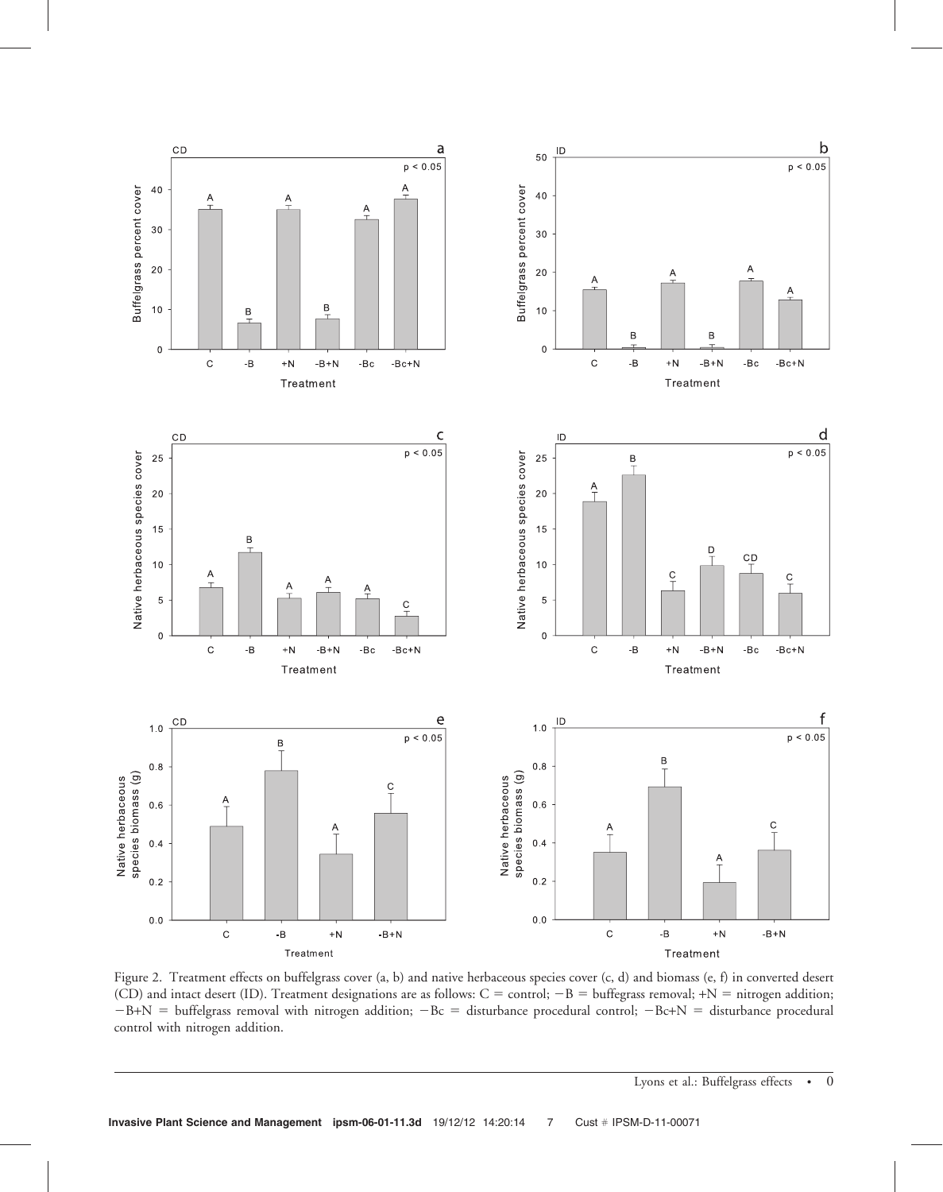Figure 2. Treatment effects on buffelgrass cover (a, b) and native herbaceous species cover (c, d) and biomass (e, f) in converted desert (CD) and intact desert (ID). Treatment designations are as follows: C = control; −B = buffelgrass removal; +N = nitrogen addition; −B+N = buffelgrass removal with nitrogen addition; −Bc = disturbance procedural control; −Bc+N = disturbance procedural control with nitrogen addition.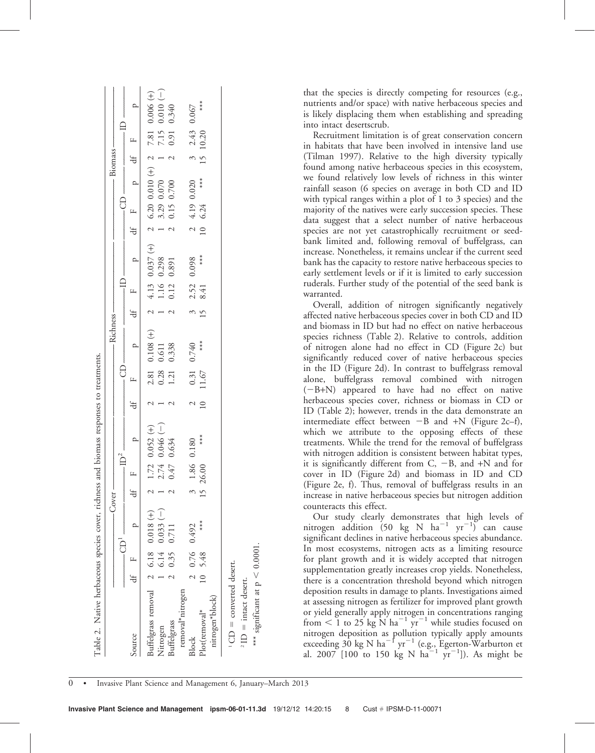Table 2. Native herbaceous species cover, richness and biomass responses to treatments.

| Source | Cover | | | | | | Richness | | | | | | Biomass | | | | | |
|---|---|---|---|---|---|---|---|---|---|---|---|---|---|---|---|---|---|---|
| | CD[1] | | | ID[2] | | | CD | | | ID | | | CD | | | ID | | |
| | df | F | p | df | F | p | df | F | p | df | F | p | df | F | p | df | F | p |
| Buffelgrass removal | 2 | 6.18 | 0.018 (+) | 2 | 1.72 | 0.052 (+) | 2 | 2.81 | 0.108 (+) | 2 | 4.13 | 0.037 (+) | 2 | 6.20 | 0.010 (+) | 2 | 7.81 | 0.006 (+) |
| Nitrogen | 1 | 6.14 | 0.033 (−) | 1 | 2.74 | 0.046 (−) | 1 | 0.28 | 0.611 | 1 | 1.16 | 0.298 | 1 | 3.29 | 0.070 | 1 | 7.15 | 0.010 (−) |
| Buffelgrass removal*nitrogen | 2 | 0.35 | 0.711 | 2 | 0.47 | 0.634 | 2 | 1.21 | 0.338 | 2 | 0.12 | 0.891 | 2 | 0.15 | 0.700 | 2 | 0.91 | 0.340 |
| Block | 2 | 0.76 | 0.492 | 3 | 1.86 | 0.180 | 2 | 0.31 | 0.740 | 3 | 2.52 | 0.098 | 2 | 4.19 | 0.020 | 3 | 2.43 | 0.067 |
| Plot(removal* nitrogen*block) | 10 | 5.48 | *** | 15 | 26.00 | *** | 10 | 11.67 | *** | 15 | 8.41 | *** | 10 | 6.24 | *** | 15 | 10.20 | *** |

[1] CD = converted desert.

[2] ID = intact desert.

*** significant at $p < 0.0001$.

that the species is directly competing for resources (e.g., nutrients and/or space) with native herbaceous species and is likely displacing them when establishing and spreading into intact desertscrub.

Recruitment limitation is of great conservation concern in habitats that have been involved in intensive land use (Tilman 1997). Relative to the high diversity typically found among native herbaceous species in this ecosystem, we found relatively low levels of richness in this winter rainfall season (6 species on average in both CD and ID with typical ranges within a plot of 1 to 3 species) and the majority of the natives were early succession species. These data suggest that a select number of native herbaceous species are not yet catastrophically recruitment or seed-bank limited and, following removal of buffelgrass, can increase. Nonetheless, it remains unclear if the current seed bank has the capacity to restore native herbaceous species to early settlement levels or if it is limited to early succession ruderals. Further study of the potential of the seed bank is warranted.

Overall, addition of nitrogen significantly negatively affected native herbaceous species cover in both CD and ID and biomass in ID but had no effect on native herbaceous species richness (Table 2). Relative to controls, addition of nitrogen alone had no effect in CD (Figure 2c) but significantly reduced cover of native herbaceous species in the ID (Figure 2d). In contrast to buffelgrass removal alone, buffelgrass removal combined with nitrogen (−B+N) appeared to have had no effect on native herbaceous species cover, richness or biomass in CD or ID (Table 2); however, trends in the data demonstrate an intermediate effect between −B and +N (Figure 2c–f), which we attribute to the opposing effects of these treatments. While the trend for the removal of buffelgrass with nitrogen addition is consistent between habitat types, it is significantly different from C, −B, and +N and for cover in ID (Figure 2d) and biomass in ID and CD (Figure 2e, f). Thus, removal of buffelgrass results in an increase in native herbaceous species but nitrogen addition counteracts this effect.

Our study clearly demonstrates that high levels of nitrogen addition (50 kg N $ha^{-1}$ $yr^{-1}$) can cause significant declines in native herbaceous species abundance. In most ecosystems, nitrogen acts as a limiting resource for plant growth and it is widely accepted that nitrogen supplementation greatly increases crop yields. Nonetheless, there is a concentration threshold beyond which nitrogen deposition results in damage to plants. Investigations aimed at assessing nitrogen as fertilizer for improved plant growth or yield generally apply nitrogen in concentrations ranging from < 1 to 25 kg N $ha^{-1}$ $yr^{-1}$ while studies focused on nitrogen deposition as pollution typically apply amounts exceeding 30 kg N $ha^{-1}$ $yr^{-1}$ (e.g., Egerton-Warburton et al. 2007 [100 to 150 kg N $ha^{-1}$ $yr^{-1}$]). As might be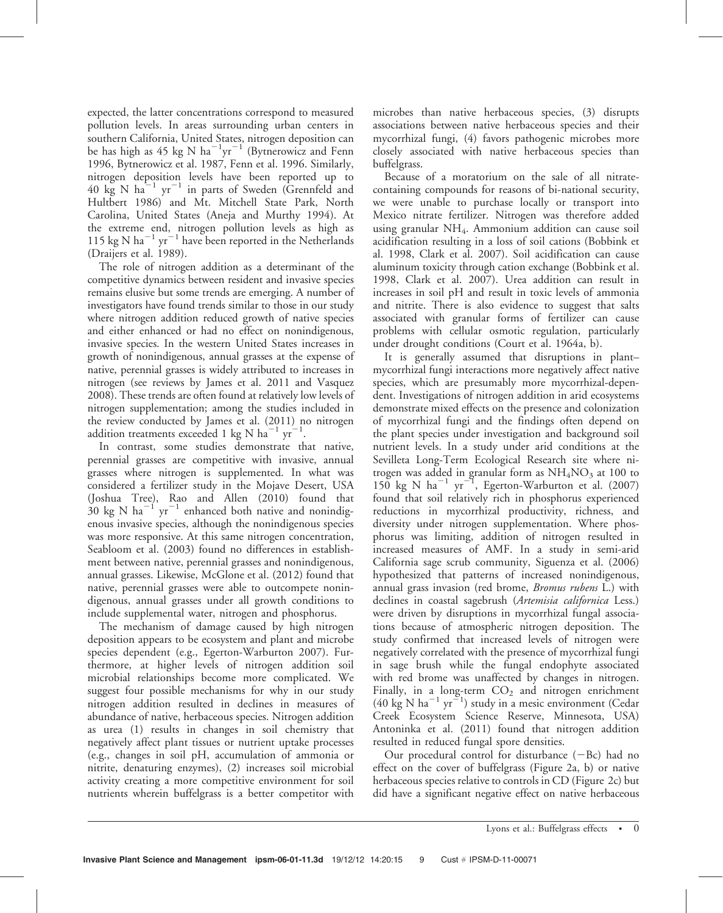expected, the latter concentrations correspond to measured pollution levels. In areas surrounding urban centers in southern California, United States, nitrogen deposition can be has high as 45 kg N $ha^{-1}yr^{-1}$ (Bytnerowicz and Fenn 1996, Bytnerowicz et al. 1987, Fenn et al. 1996. Similarly, nitrogen deposition levels have been reported up to 40 kg N $ha^{-1}$ $yr^{-1}$ in parts of Sweden (Grennfeld and Hultbert 1986) and Mt. Mitchell State Park, North Carolina, United States (Aneja and Murthy 1994). At the extreme end, nitrogen pollution levels as high as 115 kg N $ha^{-1}$ $yr^{-1}$ have been reported in the Netherlands (Draijers et al. 1989).

The role of nitrogen addition as a determinant of the competitive dynamics between resident and invasive species remains elusive but some trends are emerging. A number of investigators have found trends similar to those in our study where nitrogen addition reduced growth of native species and either enhanced or had no effect on nonindigenous, invasive species. In the western United States increases in growth of nonindigenous, annual grasses at the expense of native, perennial grasses is widely attributed to increases in nitrogen (see reviews by James et al. 2011 and Vasquez 2008). These trends are often found at relatively low levels of nitrogen supplementation; among the studies included in the review conducted by James et al. (2011) no nitrogen addition treatments exceeded 1 kg N $ha^{-1}$ $yr^{-1}$.

In contrast, some studies demonstrate that native, perennial grasses are competitive with invasive, annual grasses where nitrogen is supplemented. In what was considered a fertilizer study in the Mojave Desert, USA (Joshua Tree), Rao and Allen (2010) found that 30 kg N $ha^{-1}$ $yr^{-1}$ enhanced both native and nonindigenous invasive species, although the nonindigenous species was more responsive. At this same nitrogen concentration, Seabloom et al. (2003) found no differences in establishment between native, perennial grasses and nonindigenous, annual grasses. Likewise, McGlone et al. (2012) found that native, perennial grasses were able to outcompete nonindigenous, annual grasses under all growth conditions to include supplemental water, nitrogen and phosphorus.

The mechanism of damage caused by high nitrogen deposition appears to be ecosystem and plant and microbe species dependent (e.g., Egerton-Warburton 2007). Furthermore, at higher levels of nitrogen addition soil microbial relationships become more complicated. We suggest four possible mechanisms for why in our study nitrogen addition resulted in declines in measures of abundance of native, herbaceous species. Nitrogen addition as urea (1) results in changes in soil chemistry that negatively affect plant tissues or nutrient uptake processes (e.g., changes in soil pH, accumulation of ammonia or nitrite, denaturing enzymes), (2) increases soil microbial activity creating a more competitive environment for soil nutrients wherein buffelgrass is a better competitor with microbes than native herbaceous species, (3) disrupts associations between native herbaceous species and their mycorrhizal fungi, (4) favors pathogenic microbes more closely associated with native herbaceous species than buffelgrass.

Because of a moratorium on the sale of all nitrate-containing compounds for reasons of bi-national security, we were unable to purchase locally or transport into Mexico nitrate fertilizer. Nitrogen was therefore added using granular $NH_4$. Ammonium addition can cause soil acidification resulting in a loss of soil cations (Bobbink et al. 1998, Clark et al. 2007). Soil acidification can cause aluminum toxicity through cation exchange (Bobbink et al. 1998, Clark et al. 2007). Urea addition can result in increases in soil pH and result in toxic levels of ammonia and nitrite. There is also evidence to suggest that salts associated with granular forms of fertilizer can cause problems with cellular osmotic regulation, particularly under drought conditions (Court et al. 1964a, b).

It is generally assumed that disruptions in plant–mycorrhizal fungi interactions more negatively affect native species, which are presumably more mycorrhizal-dependent. Investigations of nitrogen addition in arid ecosystems demonstrate mixed effects on the presence and colonization of mycorrhizal fungi and the findings often depend on the plant species under investigation and background soil nutrient levels. In a study under arid conditions at the Sevilleta Long-Term Ecological Research site where nitrogen was added in granular form as $NH_4NO_3$ at 100 to 150 kg N $ha^{-1}$ $yr^{-1}$, Egerton-Warburton et al. (2007) found that soil relatively rich in phosphorus experienced reductions in mycorrhizal productivity, richness, and diversity under nitrogen supplementation. Where phosphorus was limiting, addition of nitrogen resulted in increased measures of AMF. In a study in semi-arid California sage scrub community, Siguenza et al. (2006) hypothesized that patterns of increased nonindigenous, annual grass invasion (red brome, *Bromus rubens* L.) with declines in coastal sagebrush (*Artemisia californica* Less.) were driven by disruptions in mycorrhizal fungal associations because of atmospheric nitrogen deposition. The study confirmed that increased levels of nitrogen were negatively correlated with the presence of mycorrhizal fungi in sage brush while the fungal endophyte associated with red brome was unaffected by changes in nitrogen. Finally, in a long-term $CO_2$ and nitrogen enrichment (40 kg N $ha^{-1}$ $yr^{-1}$) study in a mesic environment (Cedar Creek Ecosystem Science Reserve, Minnesota, USA) Antoninka et al. (2011) found that nitrogen addition resulted in reduced fungal spore densities.

Our procedural control for disturbance (−Bc) had no effect on the cover of buffelgrass (Figure 2a, b) or native herbaceous species relative to controls in CD (Figure 2c) but did have a significant negative effect on native herbaceous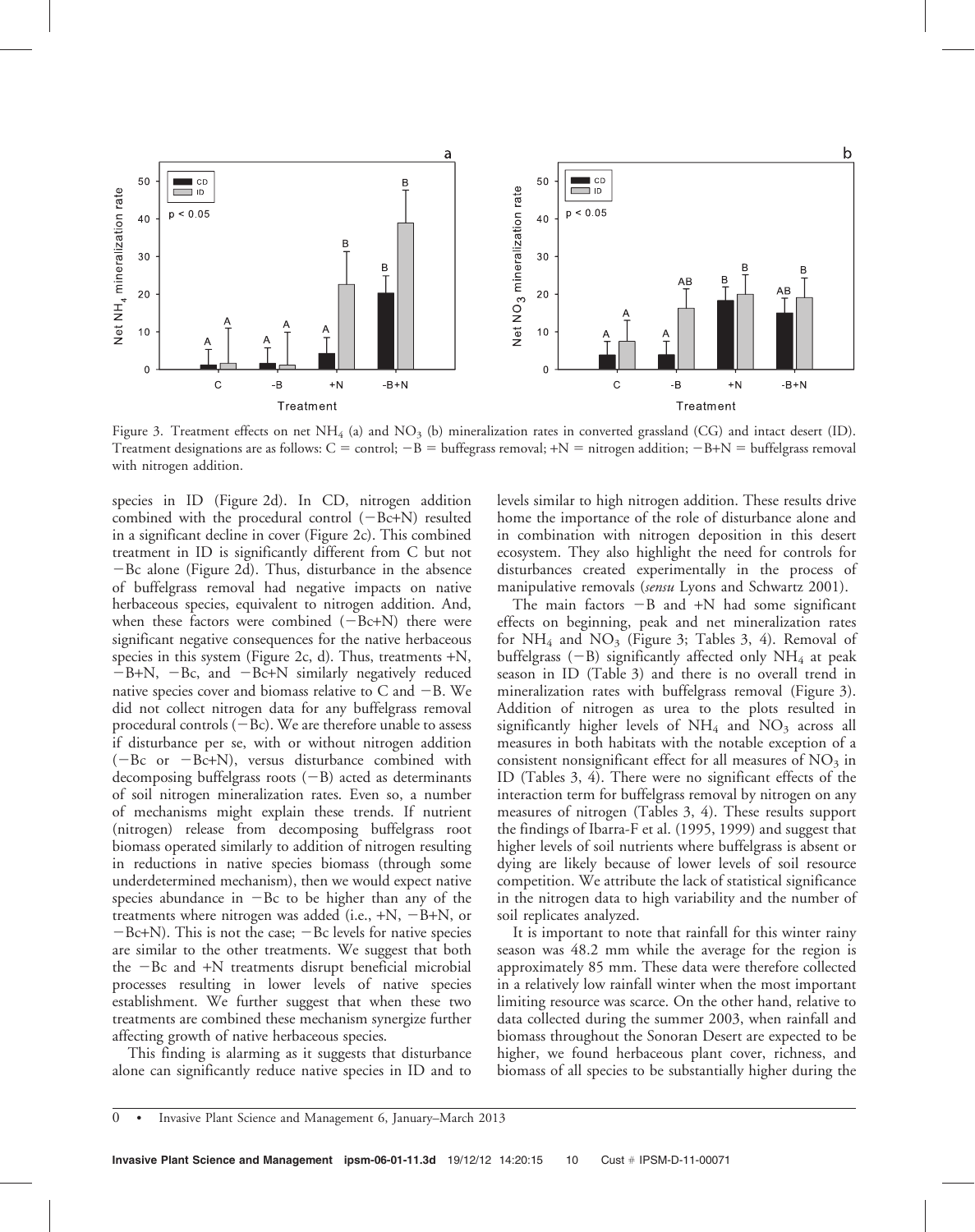Figure 3. Treatment effects on net $NH_4$ (a) and $NO_3$ (b) mineralization rates in converted grassland (CG) and intact desert (ID). Treatment designations are as follows: C = control; −B = buffegrass removal; +N = nitrogen addition; −B+N = buffelgrass removal with nitrogen addition.

species in ID (Figure 2d). In CD, nitrogen addition combined with the procedural control (−Bc+N) resulted in a significant decline in cover (Figure 2c). This combined treatment in ID is significantly different from C but not −Bc alone (Figure 2d). Thus, disturbance in the absence of buffelgrass removal had negative impacts on native herbaceous species, equivalent to nitrogen addition. And, when these factors were combined (−Bc+N) there were significant negative consequences for the native herbaceous species in this system (Figure 2c, d). Thus, treatments +N, −B+N, −Bc, and −Bc+N similarly negatively reduced native species cover and biomass relative to C and −B. We did not collect nitrogen data for any buffelgrass removal procedural controls (−Bc). We are therefore unable to assess if disturbance per se, with or without nitrogen addition (−Bc or −Bc+N), versus disturbance combined with decomposing buffelgrass roots (−B) acted as determinants of soil nitrogen mineralization rates. Even so, a number of mechanisms might explain these trends. If nutrient (nitrogen) release from decomposing buffelgrass root biomass operated similarly to addition of nitrogen resulting in reductions in native species biomass (through some underdetermined mechanism), then we would expect native species abundance in −Bc to be higher than any of the treatments where nitrogen was added (i.e., +N, −B+N, or −Bc+N). This is not the case; −Bc levels for native species are similar to the other treatments. We suggest that both the −Bc and +N treatments disrupt beneficial microbial processes resulting in lower levels of native species establishment. We further suggest that when these two treatments are combined these mechanism synergize further affecting growth of native herbaceous species.

This finding is alarming as it suggests that disturbance alone can significantly reduce native species in ID and to levels similar to high nitrogen addition. These results drive home the importance of the role of disturbance alone and in combination with nitrogen deposition in this desert ecosystem. They also highlight the need for controls for disturbances created experimentally in the process of manipulative removals (*sensu* Lyons and Schwartz 2001).

The main factors −B and +N had some significant effects on beginning, peak and net mineralization rates for $NH_4$ and $NO_3$ (Figure 3; Tables 3, 4). Removal of buffelgrass (−B) significantly affected only $NH_4$ at peak season in ID (Table 3) and there is no overall trend in mineralization rates with buffelgrass removal (Figure 3). Addition of nitrogen as urea to the plots resulted in significantly higher levels of $NH_4$ and $NO_3$ across all measures in both habitats with the notable exception of a consistent nonsignificant effect for all measures of $NO_3$ in ID (Tables 3, 4). There were no significant effects of the interaction term for buffelgrass removal by nitrogen on any measures of nitrogen (Tables 3, 4). These results support the findings of Ibarra-F et al. (1995, 1999) and suggest that higher levels of soil nutrients where buffelgrass is absent or dying are likely because of lower levels of soil resource competition. We attribute the lack of statistical significance in the nitrogen data to high variability and the number of soil replicates analyzed.

It is important to note that rainfall for this winter rainy season was 48.2 mm while the average for the region is approximately 85 mm. These data were therefore collected in a relatively low rainfall winter when the most important limiting resource was scarce. On the other hand, relative to data collected during the summer 2003, when rainfall and biomass throughout the Sonoran Desert are expected to be higher, we found herbaceous plant cover, richness, and biomass of all species to be substantially higher during the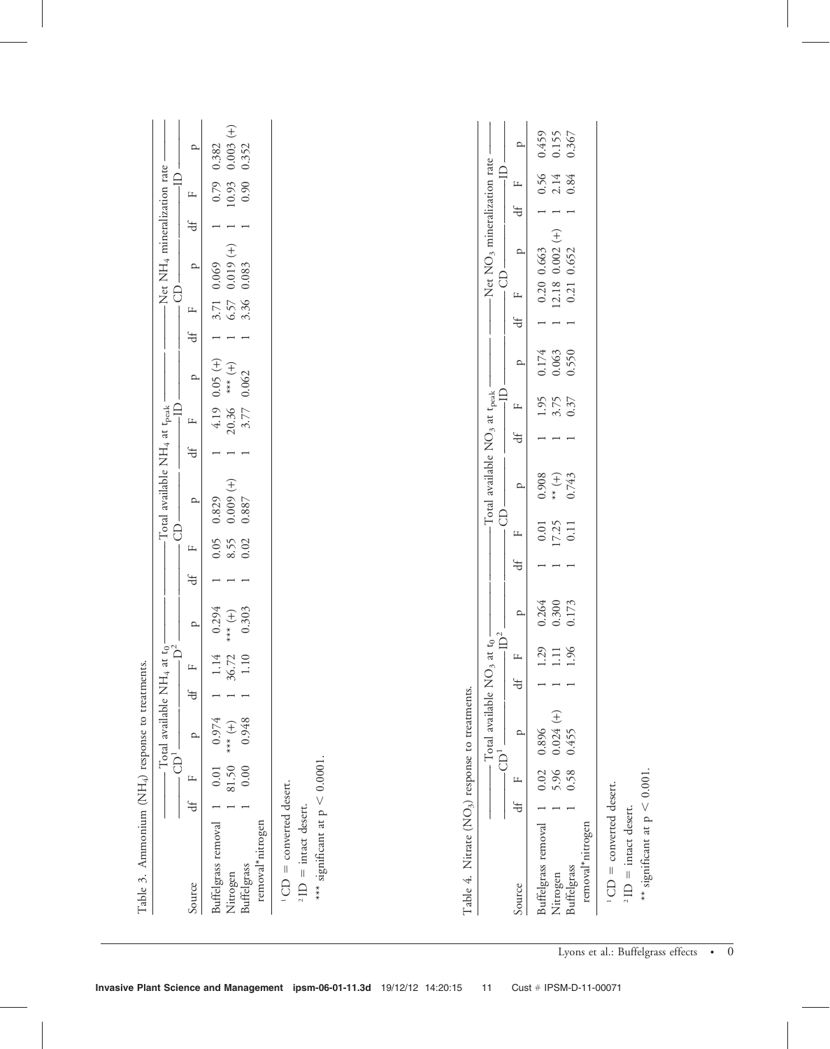Table 3. Ammonium ($NH_4$) response to treatments.

| Source | Total available $NH_4$ at $t_0$ | | | | | | Total available $NH_4$ at $t_{peak}$ | | | | | | Net $NH_4$ mineralization rate | | | | | |
|---|---|---|---|---|---|---|---|---|---|---|---|---|---|---|---|---|---|---|
| | CD[1] | | | D[2] | | | CD | | | ID | | | CD | | | ID | | |
| | df | F | p | df | F | p | df | F | p | df | F | p | df | F | p | df | F | p |
| Buffelgrass removal | 1 | 0.01 | 0.974 | 1 | 1.14 | 0.294 | 1 | 0.05 | 0.829 | 1 | 4.19 | 0.05 (+) | 1 | 3.71 | 0.069 | 1 | 0.79 | 0.382 |
| Nitrogen | 1 | 81.50 | *** (+) | 1 | 36.72 | *** (+) | 1 | 8.55 | 0.009 (+) | 1 | 20.36 | *** (+) | 1 | 6.57 | 0.019 (+) | 1 | 10.93 | 0.003 (+) |
| Buffelgrass removal*nitrogen | 1 | 0.00 | 0.948 | 1 | 1.10 | 0.303 | 1 | 0.02 | 0.887 | 1 | 3.77 | 0.062 | 1 | 3.36 | 0.083 | 1 | 0.90 | 0.352 |

[1] CD = converted desert.

[2] ID = intact desert.

*** significant at $p < 0.0001$.

Table 4. Nitrate ($NO_3$) response to treatments.

| Source | Total available $NO_3$ at $t_0$ | | | | | | Total available $NO_3$ at $t_{peak}$ | | | | | | Net $NO_3$ mineralization rate | | | | | |
|---|---|---|---|---|---|---|---|---|---|---|---|---|---|---|---|---|---|---|
| | CD[1] | | | ID[2] | | | CD | | | ID | | | CD | | | ID | | |
| | df | F | p | df | F | p | df | F | p | df | F | p | df | F | p | df | F | p |
| Buffelgrass removal | 1 | 0.02 | 0.896 | 1 | 1.29 | 0.264 | 1 | 0.01 | 0.908 | 1 | 1.95 | 0.174 | 1 | 0.20 | 0.663 | 1 | 0.56 | 0.459 |
| Nitrogen | 1 | 5.96 | 0.024 (+) | 1 | 1.11 | 0.300 | 1 | 17.25 | ** (+) | 1 | 3.75 | 0.063 | 1 | 12.18 | 0.002 (+) | 1 | 2.14 | 0.155 |
| Buffelgrass removal*nitrogen | 1 | 0.58 | 0.455 | 1 | 1.96 | 0.173 | 1 | 0.11 | 0.743 | 1 | 0.37 | 0.550 | 1 | 0.21 | 0.652 | 1 | 0.84 | 0.367 |

[1] CD = converted desert.

[2] ID = intact desert.

** significant at $p < 0.001$.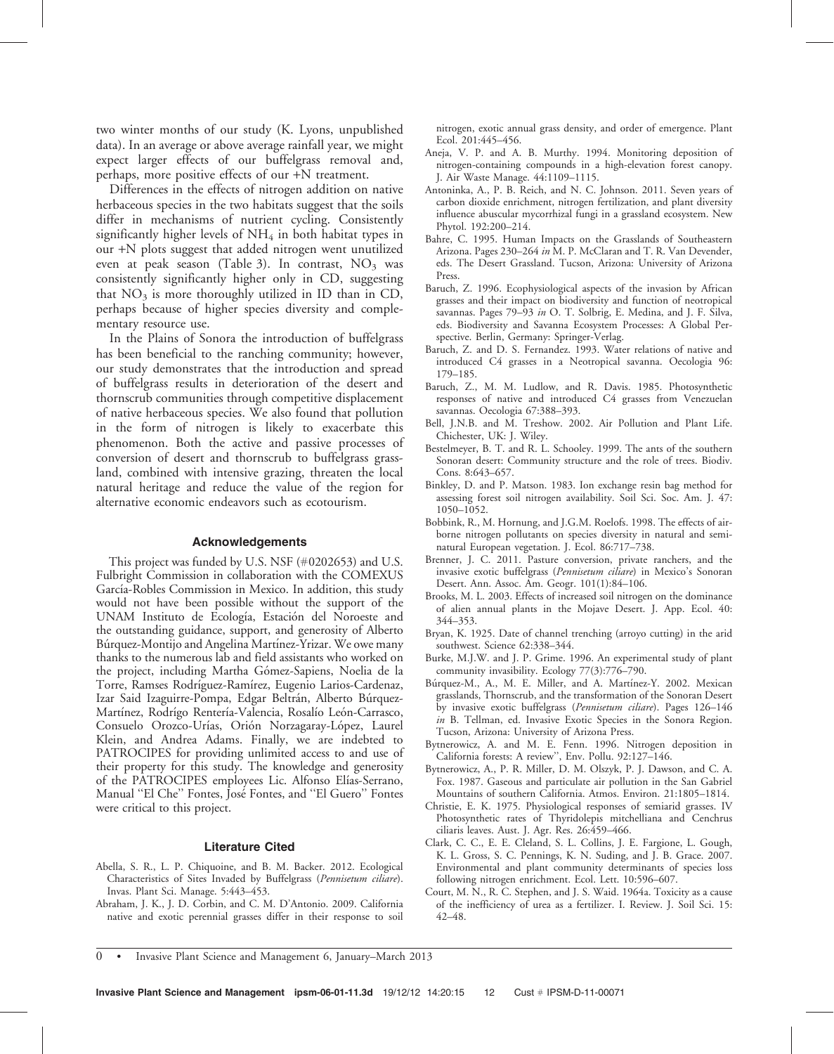two winter months of our study (K. Lyons, unpublished data). In an average or above average rainfall year, we might expect larger effects of our buffelgrass removal and, perhaps, more positive effects of our +N treatment.

Differences in the effects of nitrogen addition on native herbaceous species in the two habitats suggest that the soils differ in mechanisms of nutrient cycling. Consistently significantly higher levels of $NH_4$ in both habitat types in our +N plots suggest that added nitrogen went unutilized even at peak season (Table 3). In contrast, $NO_3$ was consistently significantly higher only in CD, suggesting that $NO_3$ is more thoroughly utilized in ID than in CD, perhaps because of higher species diversity and complementary resource use.

In the Plains of Sonora the introduction of buffelgrass has been beneficial to the ranching community; however, our study demonstrates that the introduction and spread of buffelgrass results in deterioration of the desert and thornscrub communities through competitive displacement of native herbaceous species. We also found that pollution in the form of nitrogen is likely to exacerbate this phenomenon. Both the active and passive processes of conversion of desert and thornscrub to buffelgrass grassland, combined with intensive grazing, threaten the local natural heritage and reduce the value of the region for alternative economic endeavors such as ecotourism.

## Acknowledgements

This project was funded by U.S. NSF (#0202653) and U.S. Fulbright Commission in collaboration with the COMEXUS García-Robles Commission in Mexico. In addition, this study would not have been possible without the support of the UNAM Instituto de Ecología, Estación del Noroeste and the outstanding guidance, support, and generosity of Alberto Búrquez-Montijo and Angelina Martínez-Yrizar. We owe many thanks to the numerous lab and field assistants who worked on the project, including Martha Gómez-Sapiens, Noelia de la Torre, Ramses Rodríguez-Ramírez, Eugenio Larios-Cardenaz, Izar Said Izaguirre-Pompa, Edgar Beltrán, Alberto Búrquez-Martínez, Rodrígo Rentería-Valencia, Rosalío León-Carrasco, Consuelo Orozco-Urías, Orión Norzagaray-López, Laurel Klein, and Andrea Adams. Finally, we are indebted to PATROCIPES for providing unlimited access to and use of their property for this study. The knowledge and generosity of the PATROCIPES employees Lic. Alfonso Elías-Serrano, Manual ''El Che'' Fontes, José Fontes, and ''El Guero'' Fontes were critical to this project.

## Literature Cited

Abella, S. R., L. P. Chiquoine, and B. M. Backer. 2012. Ecological Characteristics of Sites Invaded by Buffelgrass (*Pennisetum ciliare*). Invas. Plant Sci. Manage. 5:443–453.

Abraham, J. K., J. D. Corbin, and C. M. D'Antonio. 2009. California native and exotic perennial grasses differ in their response to soil nitrogen, exotic annual grass density, and order of emergence. Plant Ecol. 201:445–456.

Aneja, V. P. and A. B. Murthy. 1994. Monitoring deposition of nitrogen-containing compounds in a high-elevation forest canopy. J. Air Waste Manage. 44:1109–1115.

Antoninka, A., P. B. Reich, and N. C. Johnson. 2011. Seven years of carbon dioxide enrichment, nitrogen fertilization, and plant diversity influence abuscular mycorrhizal fungi in a grassland ecosystem. New Phytol. 192:200–214.

Bahre, C. 1995. Human Impacts on the Grasslands of Southeastern Arizona. Pages 230–264 *in* M. P. McClaran and T. R. Van Devender, eds. The Desert Grassland. Tucson, Arizona: University of Arizona Press.

Baruch, Z. 1996. Ecophysiological aspects of the invasion by African grasses and their impact on biodiversity and function of neotropical savannas. Pages 79–93 *in* O. T. Solbrig, E. Medina, and J. F. Silva, eds. Biodiversity and Savanna Ecosystem Processes: A Global Perspective. Berlin, Germany: Springer-Verlag.

Baruch, Z. and D. S. Fernandez. 1993. Water relations of native and introduced C4 grasses in a Neotropical savanna. Oecologia 96: 179–185.

Baruch, Z., M. M. Ludlow, and R. Davis. 1985. Photosynthetic responses of native and introduced C4 grasses from Venezuelan savannas. Oecologia 67:388–393.

Bell, J.N.B. and M. Treshow. 2002. Air Pollution and Plant Life. Chichester, UK: J. Wiley.

Bestelmeyer, B. T. and R. L. Schooley. 1999. The ants of the southern Sonoran desert: Community structure and the role of trees. Biodiv. Cons. 8:643–657.

Binkley, D. and P. Matson. 1983. Ion exchange resin bag method for assessing forest soil nitrogen availability. Soil Sci. Soc. Am. J. 47: 1050–1052.

Bobbink, R., M. Hornung, and J.G.M. Roelofs. 1998. The effects of air-borne nitrogen pollutants on species diversity in natural and semi-natural European vegetation. J. Ecol. 86:717–738.

Brenner, J. C. 2011. Pasture conversion, private ranchers, and the invasive exotic buffelgrass (*Pennisetum ciliare*) in Mexico's Sonoran Desert. Ann. Assoc. Am. Geogr. 101(1):84–106.

Brooks, M. L. 2003. Effects of increased soil nitrogen on the dominance of alien annual plants in the Mojave Desert. J. App. Ecol. 40: 344–353.

Bryan, K. 1925. Date of channel trenching (arroyo cutting) in the arid southwest. Science 62:338–344.

Burke, M.J.W. and J. P. Grime. 1996. An experimental study of plant community invasibility. Ecology 77(3):776–790.

Búrquez-M., A., M. E. Miller, and A. Martínez-Y. 2002. Mexican grasslands, Thornscrub, and the transformation of the Sonoran Desert by invasive exotic buffelgrass (*Pennisetum ciliare*). Pages 126–146 *in* B. Tellman, ed. Invasive Exotic Species in the Sonora Region. Tucson, Arizona: University of Arizona Press.

Bytnerowicz, A. and M. E. Fenn. 1996. Nitrogen deposition in California forests: A review'', Env. Pollu. 92:127–146.

Bytnerowicz, A., P. R. Miller, D. M. Olszyk, P. J. Dawson, and C. A. Fox. 1987. Gaseous and particulate air pollution in the San Gabriel Mountains of southern California. Atmos. Environ. 21:1805–1814.

Christie, E. K. 1975. Physiological responses of semiarid grasses. IV Photosynthetic rates of Thyridolepis mitchelliana and Cenchrus ciliaris leaves. Aust. J. Agr. Res. 26:459–466.

Clark, C. C., E. E. Cleland, S. L. Collins, J. E. Fargione, L. Gough, K. L. Gross, S. C. Pennings, K. N. Suding, and J. B. Grace. 2007. Environmental and plant community determinants of species loss following nitrogen enrichment. Ecol. Lett. 10:596–607.

Court, M. N., R. C. Stephen, and J. S. Waid. 1964a. Toxicity as a cause of the inefficiency of urea as a fertilizer. I. Review. J. Soil Sci. 15: 42–48.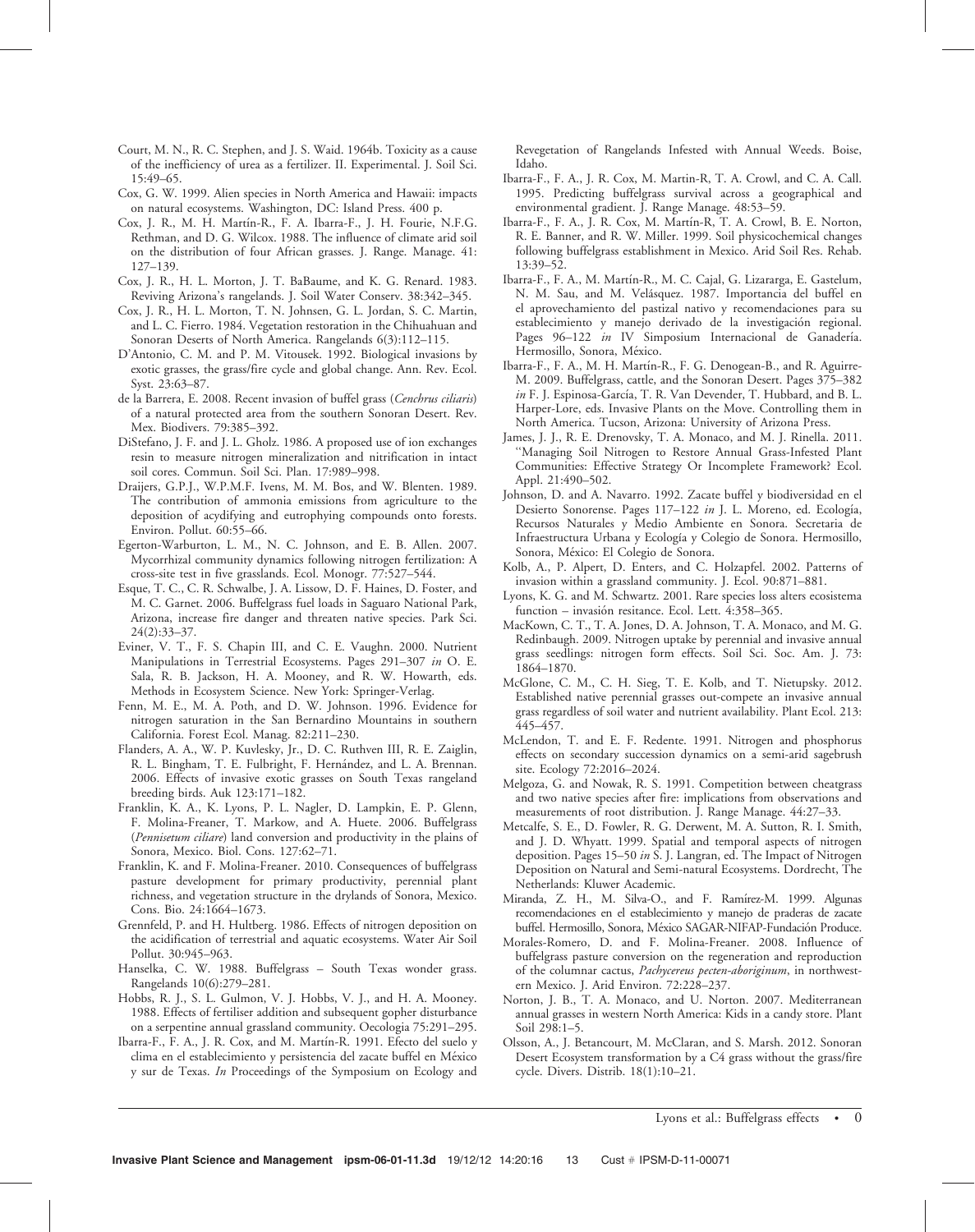Court, M. N., R. C. Stephen, and J. S. Waid. 1964b. Toxicity as a cause of the inefficiency of urea as a fertilizer. II. Experimental. J. Soil Sci. 15:49–65.

Cox, G. W. 1999. Alien species in North America and Hawaii: impacts on natural ecosystems. Washington, DC: Island Press. 400 p.

Cox, J. R., M. H. Martín-R., F. A. Ibarra-F., J. H. Fourie, N.F.G. Rethman, and D. G. Wilcox. 1988. The influence of climate arid soil on the distribution of four African grasses. J. Range. Manage. 41: 127–139.

Cox, J. R., H. L. Morton, J. T. BaBaume, and K. G. Renard. 1983. Reviving Arizona's rangelands. J. Soil Water Conserv. 38:342–345.

Cox, J. R., H. L. Morton, T. N. Johnsen, G. L. Jordan, S. C. Martin, and L. C. Fierro. 1984. Vegetation restoration in the Chihuahuan and Sonoran Deserts of North America. Rangelands 6(3):112–115.

D'Antonio, C. M. and P. M. Vitousek. 1992. Biological invasions by exotic grasses, the grass/fire cycle and global change. Ann. Rev. Ecol. Syst. 23:63–87.

de la Barrera, E. 2008. Recent invasion of buffel grass (*Cenchrus ciliaris*) of a natural protected area from the southern Sonoran Desert. Rev. Mex. Biodivers. 79:385–392.

DiStefano, J. F. and J. L. Gholz. 1986. A proposed use of ion exchanges resin to measure nitrogen mineralization and nitrification in intact soil cores. Commun. Soil Sci. Plan. 17:989–998.

Draijers, G.P.J., W.P.M.F. Ivens, M. M. Bos, and W. Blenten. 1989. The contribution of ammonia emissions from agriculture to the deposition of acydifying and eutrophying compounds onto forests. Environ. Pollut. 60:55–66.

Egerton-Warburton, L. M., N. C. Johnson, and E. B. Allen. 2007. Mycorrhizal community dynamics following nitrogen fertilization: A cross-site test in five grasslands. Ecol. Monogr. 77:527–544.

Esque, T. C., C. R. Schwalbe, J. A. Lissow, D. F. Haines, D. Foster, and M. C. Garnet. 2006. Buffelgrass fuel loads in Saguaro National Park, Arizona, increase fire danger and threaten native species. Park Sci. 24(2):33–37.

Eviner, V. T., F. S. Chapin III, and C. E. Vaughn. 2000. Nutrient Manipulations in Terrestrial Ecosystems. Pages 291–307 *in* O. E. Sala, R. B. Jackson, H. A. Mooney, and R. W. Howarth, eds. Methods in Ecosystem Science. New York: Springer-Verlag.

Fenn, M. E., M. A. Poth, and D. W. Johnson. 1996. Evidence for nitrogen saturation in the San Bernardino Mountains in southern California. Forest Ecol. Manag. 82:211–230.

Flanders, A. A., W. P. Kuvlesky, Jr., D. C. Ruthven III, R. E. Zaiglin, R. L. Bingham, T. E. Fulbright, F. Hernández, and L. A. Brennan. 2006. Effects of invasive exotic grasses on South Texas rangeland breeding birds. Auk 123:171–182.

Franklin, K. A., K. Lyons, P. L. Nagler, D. Lampkin, E. P. Glenn, F. Molina-Freaner, T. Markow, and A. Huete. 2006. Buffelgrass (*Pennisetum ciliare*) land conversion and productivity in the plains of Sonora, Mexico. Biol. Cons. 127:62–71.

Franklin, K. and F. Molina-Freaner. 2010. Consequences of buffelgrass pasture development for primary productivity, perennial plant richness, and vegetation structure in the drylands of Sonora, Mexico. Cons. Bio. 24:1664–1673.

Grennfeld, P. and H. Hultberg. 1986. Effects of nitrogen deposition on the acidification of terrestrial and aquatic ecosystems. Water Air Soil Pollut. 30:945–963.

Hanselka, C. W. 1988. Buffelgrass – South Texas wonder grass. Rangelands 10(6):279–281.

Hobbs, R. J., S. L. Gulmon, V. J. Hobbs, V. J., and H. A. Mooney. 1988. Effects of fertiliser addition and subsequent gopher disturbance on a serpentine annual grassland community. Oecologia 75:291–295.

Ibarra-F., F. A., J. R. Cox, and M. Martín-R. 1991. Efecto del suelo y clima en el establecimiento y persistencia del zacate buffel en México y sur de Texas. *In* Proceedings of the Symposium on Ecology and Revegetation of Rangelands Infested with Annual Weeds. Boise, Idaho.

Ibarra-F., F. A., J. R. Cox, M. Martin-R, T. A. Crowl, and C. A. Call. 1995. Predicting buffelgrass survival across a geographical and environmental gradient. J. Range Manage. 48:53–59.

Ibarra-F., F. A., J. R. Cox, M. Martín-R, T. A. Crowl, B. E. Norton, R. E. Banner, and R. W. Miller. 1999. Soil physicochemical changes following buffelgrass establishment in Mexico. Arid Soil Res. Rehab. 13:39–52.

Ibarra-F., F. A., M. Martín-R., M. C. Cajal, G. Lizararga, E. Gastelum, N. M. Sau, and M. Velásquez. 1987. Importancia del buffel en el aprovechamiento del pastizal nativo y recomendaciones para su establecimiento y manejo derivado de la investigación regional. Pages 96–122 *in* IV Simposium Internacional de Ganadería. Hermosillo, Sonora, México.

Ibarra-F., F. A., M. H. Martín-R., F. G. Denogean-B., and R. Aguirre-M. 2009. Buffelgrass, cattle, and the Sonoran Desert. Pages 375–382 *in* F. J. Espinosa-García, T. R. Van Devender, T. Hubbard, and B. L. Harper-Lore, eds. Invasive Plants on the Move. Controlling them in North America. Tucson, Arizona: University of Arizona Press.

James, J. J., R. E. Drenovsky, T. A. Monaco, and M. J. Rinella. 2011. "Managing Soil Nitrogen to Restore Annual Grass-Infested Plant Communities: Effective Strategy Or Incomplete Framework? Ecol. Appl. 21:490–502.

Johnson, D. and A. Navarro. 1992. Zacate buffel y biodiversidad en el Desierto Sonorense. Pages 117–122 *in* J. L. Moreno, ed. Ecología, Recursos Naturales y Medio Ambiente en Sonora. Secretaria de Infraestructura Urbana y Ecología y Colegio de Sonora. Hermosillo, Sonora, México: El Colegio de Sonora.

Kolb, A., P. Alpert, D. Enters, and C. Holzapfel. 2002. Patterns of invasion within a grassland community. J. Ecol. 90:871–881.

Lyons, K. G. and M. Schwartz. 2001. Rare species loss alters ecosistema function – invasión resitance. Ecol. Lett. 4:358–365.

MacKown, C. T., T. A. Jones, D. A. Johnson, T. A. Monaco, and M. G. Redinbaugh. 2009. Nitrogen uptake by perennial and invasive annual grass seedlings: nitrogen form effects. Soil Sci. Soc. Am. J. 73: 1864–1870.

McGlone, C. M., C. H. Sieg, T. E. Kolb, and T. Nietupsky. 2012. Established native perennial grasses out-compete an invasive annual grass regardless of soil water and nutrient availability. Plant Ecol. 213: 445–457.

McLendon, T. and E. F. Redente. 1991. Nitrogen and phosphorus effects on secondary succession dynamics on a semi-arid sagebrush site. Ecology 72:2016–2024.

Melgoza, G. and Nowak, R. S. 1991. Competition between cheatgrass and two native species after fire: implications from observations and measurements of root distribution. J. Range Manage. 44:27–33.

Metcalfe, S. E., D. Fowler, R. G. Derwent, M. A. Sutton, R. I. Smith, and J. D. Whyatt. 1999. Spatial and temporal aspects of nitrogen deposition. Pages 15–50 *in* S. J. Langran, ed. The Impact of Nitrogen Deposition on Natural and Semi-natural Ecosystems. Dordrecht, The Netherlands: Kluwer Academic.

Miranda, Z. H., M. Silva-O., and F. Ramírez-M. 1999. Algunas recomendaciones en el establecimiento y manejo de praderas de zacate buffel. Hermosillo, Sonora, México SAGAR-NIFAP-Fundación Produce.

Morales-Romero, D. and F. Molina-Freaner. 2008. Influence of buffelgrass pasture conversion on the regeneration and reproduction of the columnar cactus, *Pachycereus pecten-aboriginum*, in northwestern Mexico. J. Arid Environ. 72:228–237.

Norton, J. B., T. A. Monaco, and U. Norton. 2007. Mediterranean annual grasses in western North America: Kids in a candy store. Plant Soil 298:1–5.

Olsson, A., J. Betancourt, M. McClaran, and S. Marsh. 2012. Sonoran Desert Ecosystem transformation by a C4 grass without the grass/fire cycle. Divers. Distrib. 18(1):10–21.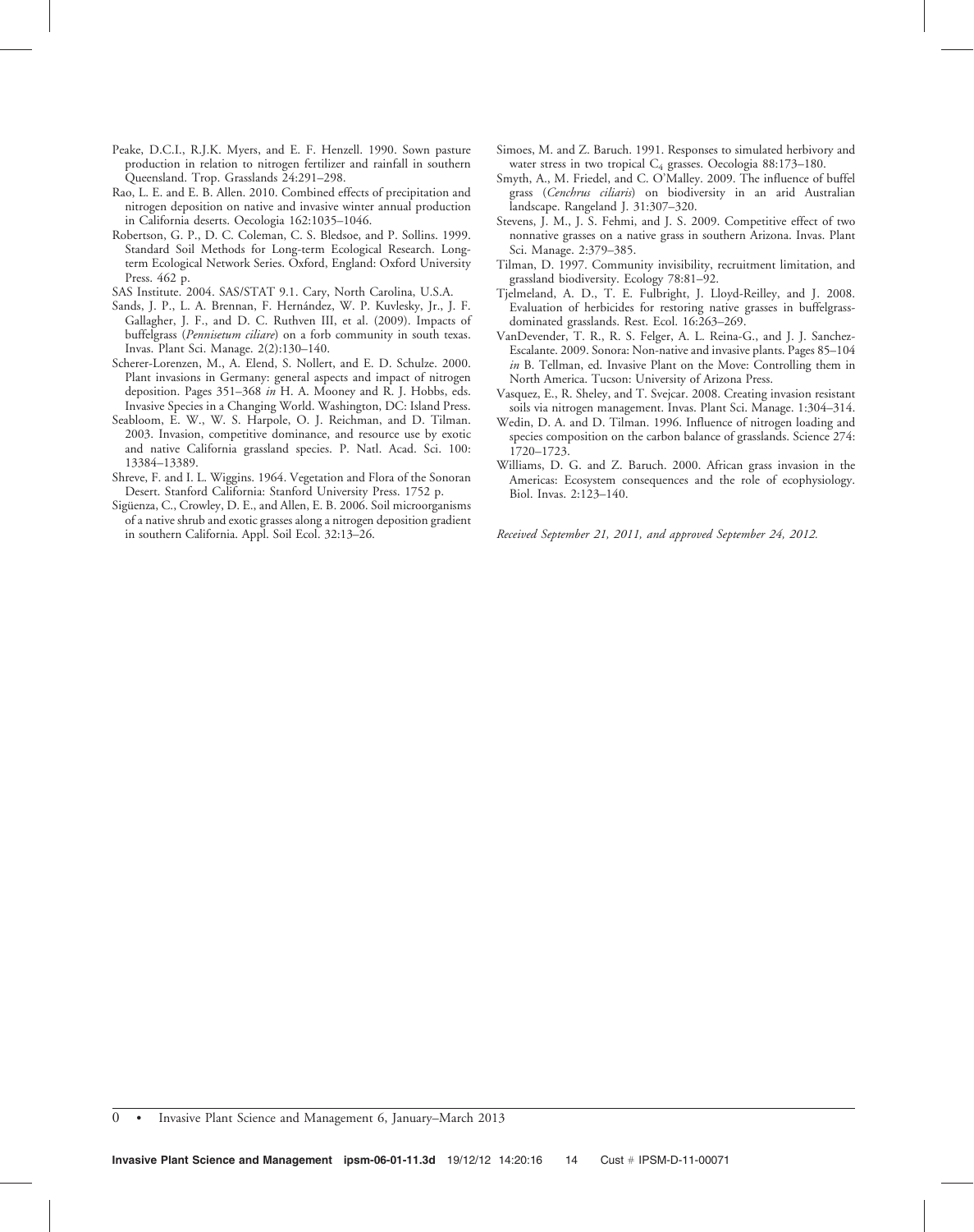Peake, D.C.I., R.J.K. Myers, and E. F. Henzell. 1990. Sown pasture production in relation to nitrogen fertilizer and rainfall in southern Queensland. Trop. Grasslands 24:291–298.

Rao, L. E. and E. B. Allen. 2010. Combined effects of precipitation and nitrogen deposition on native and invasive winter annual production in California deserts. Oecologia 162:1035–1046.

Robertson, G. P., D. C. Coleman, C. S. Bledsoe, and P. Sollins. 1999. Standard Soil Methods for Long-term Ecological Research. Long-term Ecological Network Series. Oxford, England: Oxford University Press. 462 p.

SAS Institute. 2004. SAS/STAT 9.1. Cary, North Carolina, U.S.A.

Sands, J. P., L. A. Brennan, F. Hernández, W. P. Kuvlesky, Jr., J. F. Gallagher, J. F., and D. C. Ruthven III, et al. (2009). Impacts of buffelgrass (*Pennisetum ciliare*) on a forb community in south texas. Invas. Plant Sci. Manage. 2(2):130–140.

Scherer-Lorenzen, M., A. Elend, S. Nollert, and E. D. Schulze. 2000. Plant invasions in Germany: general aspects and impact of nitrogen deposition. Pages 351–368 *in* H. A. Mooney and R. J. Hobbs, eds. Invasive Species in a Changing World. Washington, DC: Island Press.

Seabloom, E. W., W. S. Harpole, O. J. Reichman, and D. Tilman. 2003. Invasion, competitive dominance, and resource use by exotic and native California grassland species. P. Natl. Acad. Sci. 100: 13384–13389.

Shreve, F. and I. L. Wiggins. 1964. Vegetation and Flora of the Sonoran Desert. Stanford California: Stanford University Press. 1752 p.

Sigüenza, C., Crowley, D. E., and Allen, E. B. 2006. Soil microorganisms of a native shrub and exotic grasses along a nitrogen deposition gradient in southern California. Appl. Soil Ecol. 32:13–26.

Simoes, M. and Z. Baruch. 1991. Responses to simulated herbivory and water stress in two tropical $C_4$ grasses. Oecologia 88:173–180.

Smyth, A., M. Friedel, and C. O'Malley. 2009. The influence of buffel grass (*Cenchrus ciliaris*) on biodiversity in an arid Australian landscape. Rangeland J. 31:307–320.

Stevens, J. M., J. S. Fehmi, and J. S. 2009. Competitive effect of two nonnative grasses on a native grass in southern Arizona. Invas. Plant Sci. Manage. 2:379–385.

Tilman, D. 1997. Community invisibility, recruitment limitation, and grassland biodiversity. Ecology 78:81–92.

Tjelmeland, A. D., T. E. Fulbright, J. Lloyd-Reilley, and J. 2008. Evaluation of herbicides for restoring native grasses in buffelgrass-dominated grasslands. Rest. Ecol. 16:263–269.

VanDevender, T. R., R. S. Felger, A. L. Reina-G., and J. J. Sanchez-Escalante. 2009. Sonora: Non-native and invasive plants. Pages 85–104 *in* B. Tellman, ed. Invasive Plant on the Move: Controlling them in North America. Tucson: University of Arizona Press.

Vasquez, E., R. Sheley, and T. Svejcar. 2008. Creating invasion resistant soils via nitrogen management. Invas. Plant Sci. Manage. 1:304–314.

Wedin, D. A. and D. Tilman. 1996. Influence of nitrogen loading and species composition on the carbon balance of grasslands. Science 274: 1720–1723.

Williams, D. G. and Z. Baruch. 2000. African grass invasion in the Americas: Ecosystem consequences and the role of ecophysiology. Biol. Invas. 2:123–140.

*Received September 21, 2011, and approved September 24, 2012.*